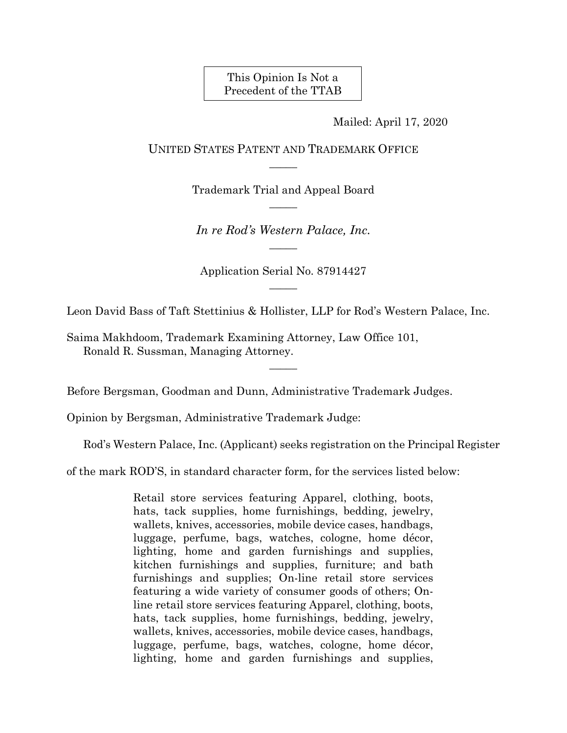This Opinion Is Not a Precedent of the TTAB

Mailed: April 17, 2020

UNITED STATES PATENT AND TRADEMARK OFFICE

—————

Trademark Trial and Appeal Board

—————

*In re Rod's Western Palace, Inc.*

—————

Application Serial No. 87914427

—————

Leon David Bass of Taft Stettinius & Hollister, LLP for Rod's Western Palace, Inc.

Saima Makhdoom, Trademark Examining Attorney, Law Office 101,
Ronald R. Sussman, Managing Attorney.

—————

Before Bergsman, Goodman and Dunn, Administrative Trademark Judges.

Opinion by Bergsman, Administrative Trademark Judge:

Rod's Western Palace, Inc. (Applicant) seeks registration on the Principal Register of the mark ROD'S, in standard character form, for the services listed below:

> Retail store services featuring Apparel, clothing, boots, hats, tack supplies, home furnishings, bedding, jewelry, wallets, knives, accessories, mobile device cases, handbags, luggage, perfume, bags, watches, cologne, home décor, lighting, home and garden furnishings and supplies, kitchen furnishings and supplies, furniture; and bath furnishings and supplies; On-line retail store services featuring a wide variety of consumer goods of others; On-line retail store services featuring Apparel, clothing, boots, hats, tack supplies, home furnishings, bedding, jewelry, wallets, knives, accessories, mobile device cases, handbags, luggage, perfume, bags, watches, cologne, home décor, lighting, home and garden furnishings and supplies,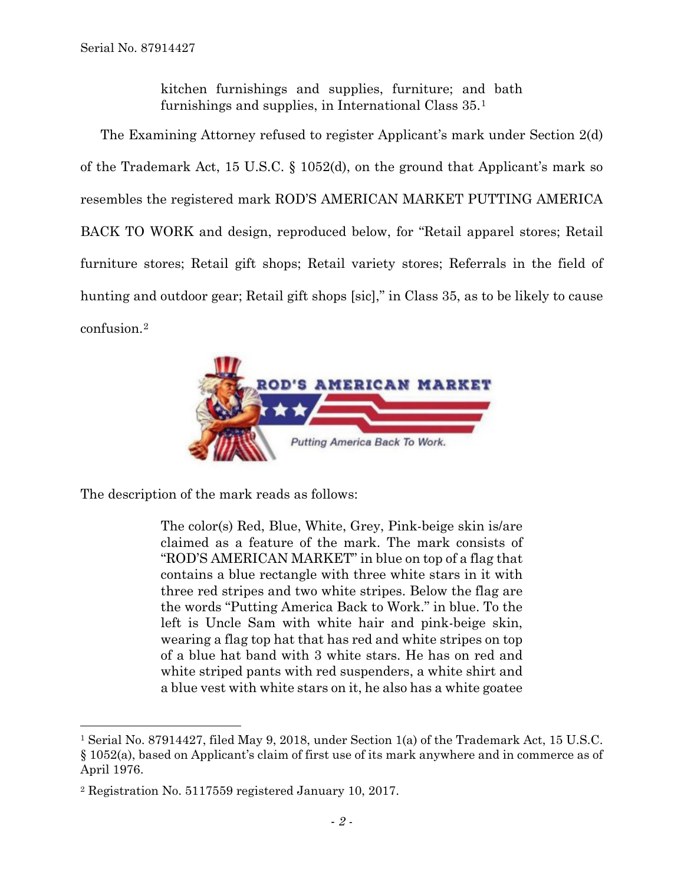> kitchen furnishings and supplies, furniture; and bath furnishings and supplies, in International Class 35.[1]

The Examining Attorney refused to register Applicant's mark under Section 2(d) of the Trademark Act, 15 U.S.C. § 1052(d), on the ground that Applicant's mark so resembles the registered mark ROD'S AMERICAN MARKET PUTTING AMERICA BACK TO WORK and design, reproduced below, for "Retail apparel stores; Retail furniture stores; Retail gift shops; Retail variety stores; Referrals in the field of hunting and outdoor gear; Retail gift shops [sic]," in Class 35, as to be likely to cause confusion.[2]

The description of the mark reads as follows:

> The color(s) Red, Blue, White, Grey, Pink-beige skin is/are claimed as a feature of the mark. The mark consists of "ROD'S AMERICAN MARKET" in blue on top of a flag that contains a blue rectangle with three white stars in it with three red stripes and two white stripes. Below the flag are the words "Putting America Back to Work." in blue. To the left is Uncle Sam with white hair and pink-beige skin, wearing a flag top hat that has red and white stripes on top of a blue hat band with 3 white stars. He has on red and white striped pants with red suspenders, a white shirt and a blue vest with white stars on it, he also has a white goatee

---

[1] Serial No. 87914427, filed May 9, 2018, under Section 1(a) of the Trademark Act, 15 U.S.C. § 1052(a), based on Applicant's claim of first use of its mark anywhere and in commerce as of April 1976.

[2] Registration No. 5117559 registered January 10, 2017.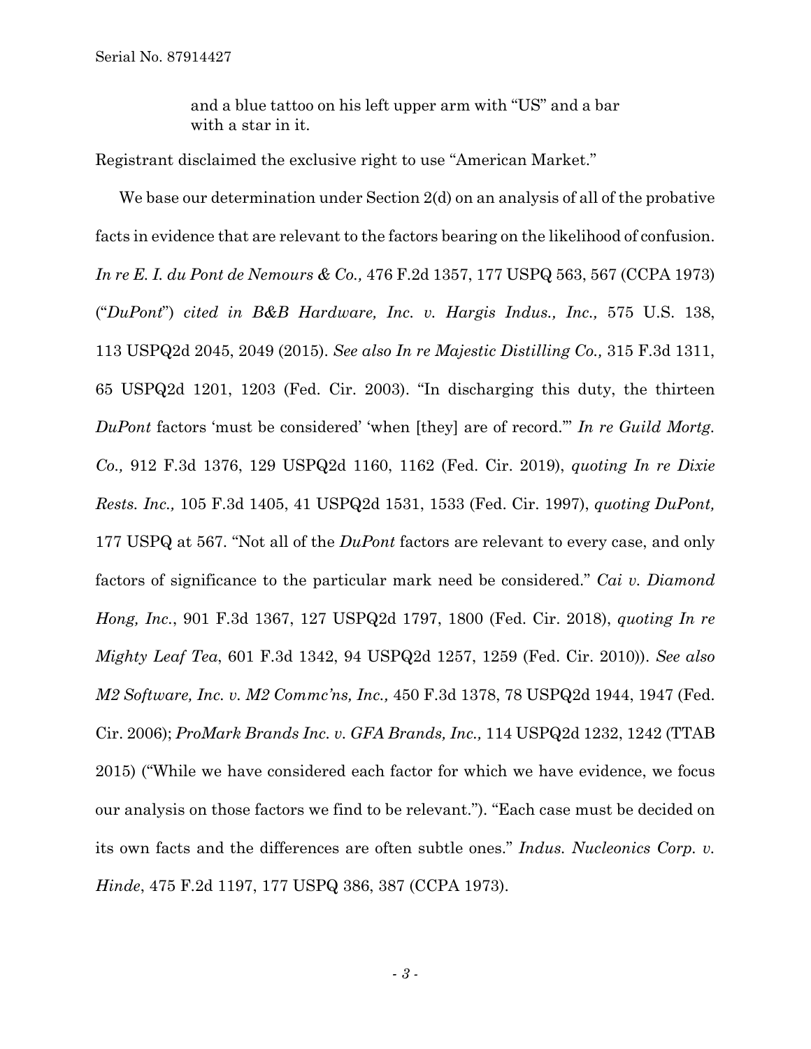> and a blue tattoo on his left upper arm with "US" and a bar with a star in it.

Registrant disclaimed the exclusive right to use "American Market."

We base our determination under Section 2(d) on an analysis of all of the probative facts in evidence that are relevant to the factors bearing on the likelihood of confusion. *In re E. I. du Pont de Nemours & Co.,* 476 F.2d 1357, 177 USPQ 563, 567 (CCPA 1973) ("*DuPont*") *cited in B&B Hardware, Inc. v. Hargis Indus., Inc.,* 575 U.S. 138, 113 USPQ2d 2045, 2049 (2015). *See also In re Majestic Distilling Co.,* 315 F.3d 1311, 65 USPQ2d 1201, 1203 (Fed. Cir. 2003). "In discharging this duty, the thirteen *DuPont* factors 'must be considered' 'when [they] are of record.'" *In re Guild Mortg. Co.,* 912 F.3d 1376, 129 USPQ2d 1160, 1162 (Fed. Cir. 2019), *quoting In re Dixie Rests. Inc.,* 105 F.3d 1405, 41 USPQ2d 1531, 1533 (Fed. Cir. 1997), *quoting DuPont,* 177 USPQ at 567. "Not all of the *DuPont* factors are relevant to every case, and only factors of significance to the particular mark need be considered." *Cai v. Diamond Hong, Inc.*, 901 F.3d 1367, 127 USPQ2d 1797, 1800 (Fed. Cir. 2018), *quoting In re Mighty Leaf Tea*, 601 F.3d 1342, 94 USPQ2d 1257, 1259 (Fed. Cir. 2010)). *See also M2 Software, Inc. v. M2 Commc'ns, Inc.,* 450 F.3d 1378, 78 USPQ2d 1944, 1947 (Fed. Cir. 2006); *ProMark Brands Inc. v. GFA Brands, Inc.,* 114 USPQ2d 1232, 1242 (TTAB 2015) ("While we have considered each factor for which we have evidence, we focus our analysis on those factors we find to be relevant."). "Each case must be decided on its own facts and the differences are often subtle ones." *Indus. Nucleonics Corp. v. Hinde*, 475 F.2d 1197, 177 USPQ 386, 387 (CCPA 1973).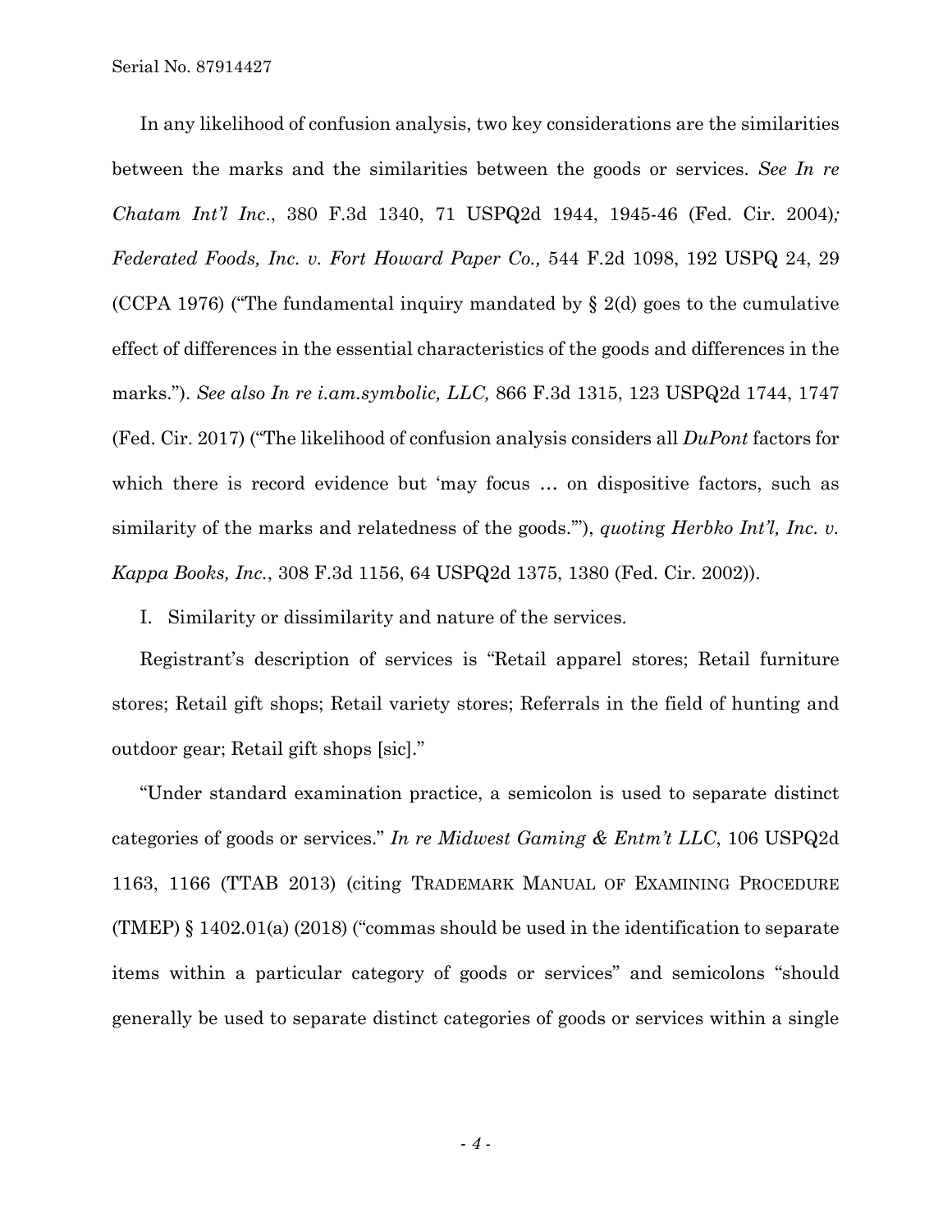In any likelihood of confusion analysis, two key considerations are the similarities between the marks and the similarities between the goods or services. *See In re Chatam Int'l Inc*., 380 F.3d 1340, 71 USPQ2d 1944, 1945-46 (Fed. Cir. 2004)*; Federated Foods, Inc. v. Fort Howard Paper Co.,* 544 F.2d 1098, 192 USPQ 24, 29 (CCPA 1976) ("The fundamental inquiry mandated by § 2(d) goes to the cumulative effect of differences in the essential characteristics of the goods and differences in the marks."). *See also In re i.am.symbolic, LLC,* 866 F.3d 1315, 123 USPQ2d 1744, 1747 (Fed. Cir. 2017) ("The likelihood of confusion analysis considers all *DuPont* factors for which there is record evidence but 'may focus … on dispositive factors, such as similarity of the marks and relatedness of the goods.'"), *quoting Herbko Int'l, Inc. v. Kappa Books, Inc.*, 308 F.3d 1156, 64 USPQ2d 1375, 1380 (Fed. Cir. 2002)).

I. Similarity or dissimilarity and nature of the services.

Registrant's description of services is "Retail apparel stores; Retail furniture stores; Retail gift shops; Retail variety stores; Referrals in the field of hunting and outdoor gear; Retail gift shops [sic]."

"Under standard examination practice, a semicolon is used to separate distinct categories of goods or services." *In re Midwest Gaming & Entm't LLC*, 106 USPQ2d 1163, 1166 (TTAB 2013) (citing TRADEMARK MANUAL OF EXAMINING PROCEDURE (TMEP) § 1402.01(a) (2018) ("commas should be used in the identification to separate items within a particular category of goods or services" and semicolons "should generally be used to separate distinct categories of goods or services within a single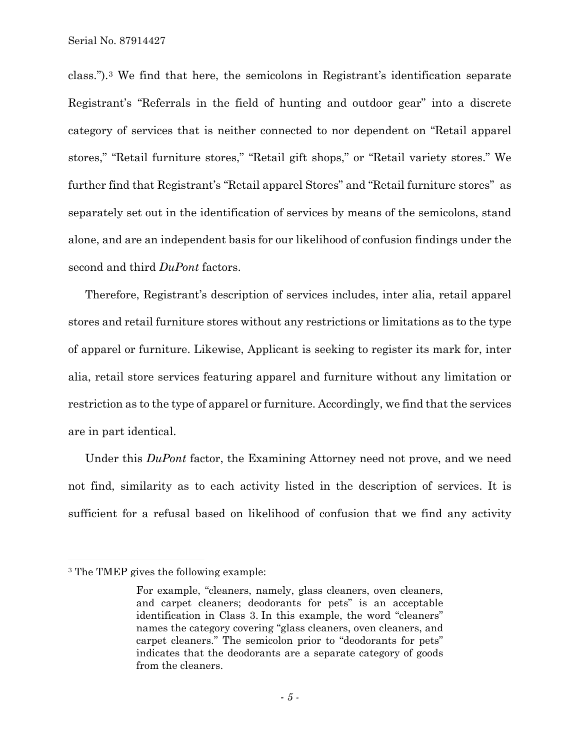class.").[3] We find that here, the semicolons in Registrant's identification separate Registrant's "Referrals in the field of hunting and outdoor gear" into a discrete category of services that is neither connected to nor dependent on "Retail apparel stores," "Retail furniture stores," "Retail gift shops," or "Retail variety stores." We further find that Registrant's "Retail apparel Stores" and "Retail furniture stores" as separately set out in the identification of services by means of the semicolons, stand alone, and are an independent basis for our likelihood of confusion findings under the second and third *DuPont* factors.

Therefore, Registrant's description of services includes, inter alia, retail apparel stores and retail furniture stores without any restrictions or limitations as to the type of apparel or furniture. Likewise, Applicant is seeking to register its mark for, inter alia, retail store services featuring apparel and furniture without any limitation or restriction as to the type of apparel or furniture. Accordingly, we find that the services are in part identical.

Under this *DuPont* factor, the Examining Attorney need not prove, and we need not find, similarity as to each activity listed in the description of services. It is sufficient for a refusal based on likelihood of confusion that we find any activity

---

[3] The TMEP gives the following example:

> For example, "cleaners, namely, glass cleaners, oven cleaners, and carpet cleaners; deodorants for pets" is an acceptable identification in Class 3. In this example, the word "cleaners" names the category covering "glass cleaners, oven cleaners, and carpet cleaners." The semicolon prior to "deodorants for pets" indicates that the deodorants are a separate category of goods from the cleaners.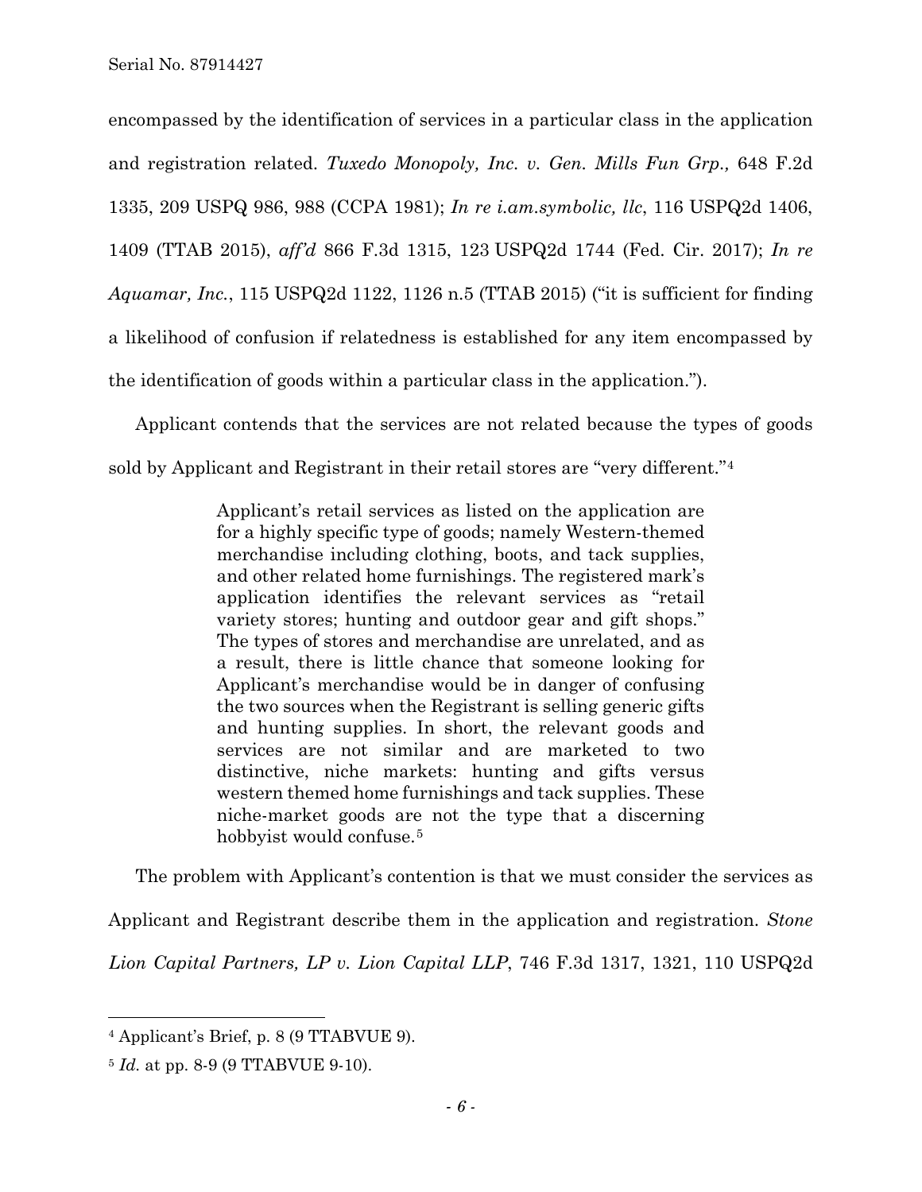encompassed by the identification of services in a particular class in the application and registration related. *Tuxedo Monopoly, Inc. v. Gen. Mills Fun Grp.,* 648 F.2d 1335, 209 USPQ 986, 988 (CCPA 1981); *In re i.am.symbolic, llc*, 116 USPQ2d 1406, 1409 (TTAB 2015), *aff'd* 866 F.3d 1315, 123 USPQ2d 1744 (Fed. Cir. 2017); *In re Aquamar, Inc.*, 115 USPQ2d 1122, 1126 n.5 (TTAB 2015) ("it is sufficient for finding a likelihood of confusion if relatedness is established for any item encompassed by the identification of goods within a particular class in the application.").

Applicant contends that the services are not related because the types of goods sold by Applicant and Registrant in their retail stores are "very different."[4]

> Applicant's retail services as listed on the application are for a highly specific type of goods; namely Western-themed merchandise including clothing, boots, and tack supplies, and other related home furnishings. The registered mark's application identifies the relevant services as "retail variety stores; hunting and outdoor gear and gift shops." The types of stores and merchandise are unrelated, and as a result, there is little chance that someone looking for Applicant's merchandise would be in danger of confusing the two sources when the Registrant is selling generic gifts and hunting supplies. In short, the relevant goods and services are not similar and are marketed to two distinctive, niche markets: hunting and gifts versus western themed home furnishings and tack supplies. These niche-market goods are not the type that a discerning hobbyist would confuse.[5]

The problem with Applicant's contention is that we must consider the services as Applicant and Registrant describe them in the application and registration. *Stone Lion Capital Partners, LP v. Lion Capital LLP*, 746 F.3d 1317, 1321, 110 USPQ2d

---

[4] Applicant's Brief, p. 8 (9 TTABVUE 9).

[5] *Id.* at pp. 8-9 (9 TTABVUE 9-10).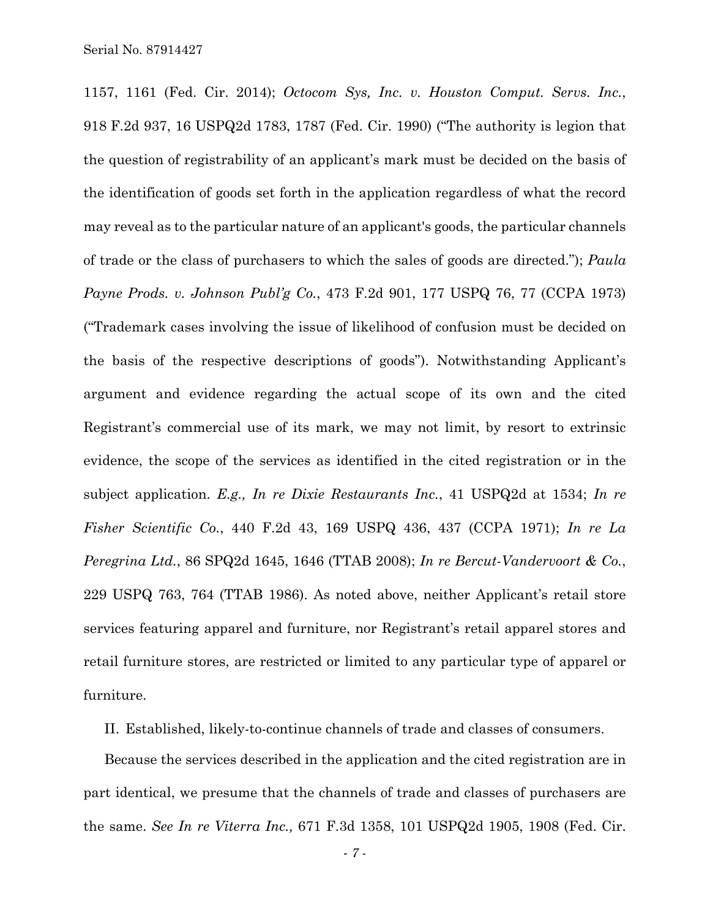1157, 1161 (Fed. Cir. 2014); *Octocom Sys, Inc. v. Houston Comput. Servs. Inc.*, 918 F.2d 937, 16 USPQ2d 1783, 1787 (Fed. Cir. 1990) ("The authority is legion that the question of registrability of an applicant's mark must be decided on the basis of the identification of goods set forth in the application regardless of what the record may reveal as to the particular nature of an applicant's goods, the particular channels of trade or the class of purchasers to which the sales of goods are directed."); *Paula Payne Prods. v. Johnson Publ'g Co.*, 473 F.2d 901, 177 USPQ 76, 77 (CCPA 1973) ("Trademark cases involving the issue of likelihood of confusion must be decided on the basis of the respective descriptions of goods"). Notwithstanding Applicant's argument and evidence regarding the actual scope of its own and the cited Registrant's commercial use of its mark, we may not limit, by resort to extrinsic evidence, the scope of the services as identified in the cited registration or in the subject application. *E.g., In re Dixie Restaurants Inc.*, 41 USPQ2d at 1534; *In re Fisher Scientific Co.*, 440 F.2d 43, 169 USPQ 436, 437 (CCPA 1971); *In re La Peregrina Ltd.*, 86 SPQ2d 1645, 1646 (TTAB 2008); *In re Bercut-Vandervoort & Co.*, 229 USPQ 763, 764 (TTAB 1986). As noted above, neither Applicant's retail store services featuring apparel and furniture, nor Registrant's retail apparel stores and retail furniture stores, are restricted or limited to any particular type of apparel or furniture.

II. Established, likely-to-continue channels of trade and classes of consumers.

Because the services described in the application and the cited registration are in part identical, we presume that the channels of trade and classes of purchasers are the same. *See In re Viterra Inc.,* 671 F.3d 1358, 101 USPQ2d 1905, 1908 (Fed. Cir.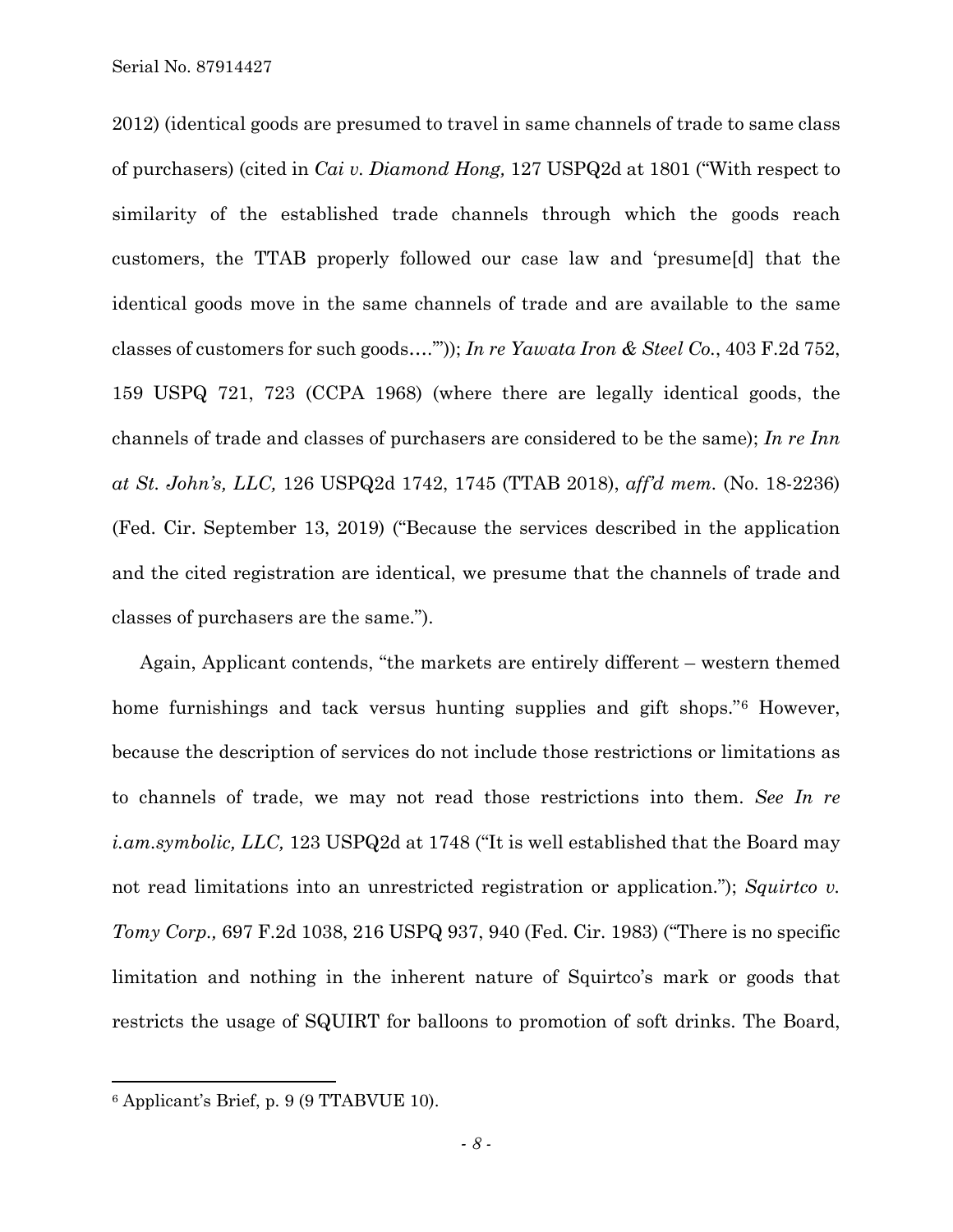2012) (identical goods are presumed to travel in same channels of trade to same class of purchasers) (cited in *Cai v. Diamond Hong,* 127 USPQ2d at 1801 ("With respect to similarity of the established trade channels through which the goods reach customers, the TTAB properly followed our case law and 'presume[d] that the identical goods move in the same channels of trade and are available to the same classes of customers for such goods….'")); *In re Yawata Iron & Steel Co.*, 403 F.2d 752, 159 USPQ 721, 723 (CCPA 1968) (where there are legally identical goods, the channels of trade and classes of purchasers are considered to be the same); *In re Inn at St. John's, LLC,* 126 USPQ2d 1742, 1745 (TTAB 2018), *aff'd mem.* (No. 18-2236) (Fed. Cir. September 13, 2019) ("Because the services described in the application and the cited registration are identical, we presume that the channels of trade and classes of purchasers are the same.").

Again, Applicant contends, "the markets are entirely different – western themed home furnishings and tack versus hunting supplies and gift shops."[6] However, because the description of services do not include those restrictions or limitations as to channels of trade, we may not read those restrictions into them. *See In re i.am.symbolic, LLC,* 123 USPQ2d at 1748 ("It is well established that the Board may not read limitations into an unrestricted registration or application."); *Squirtco v. Tomy Corp.,* 697 F.2d 1038, 216 USPQ 937, 940 (Fed. Cir. 1983) ("There is no specific limitation and nothing in the inherent nature of Squirtco's mark or goods that restricts the usage of SQUIRT for balloons to promotion of soft drinks. The Board,

---

[6] Applicant's Brief, p. 9 (9 TTABVUE 10).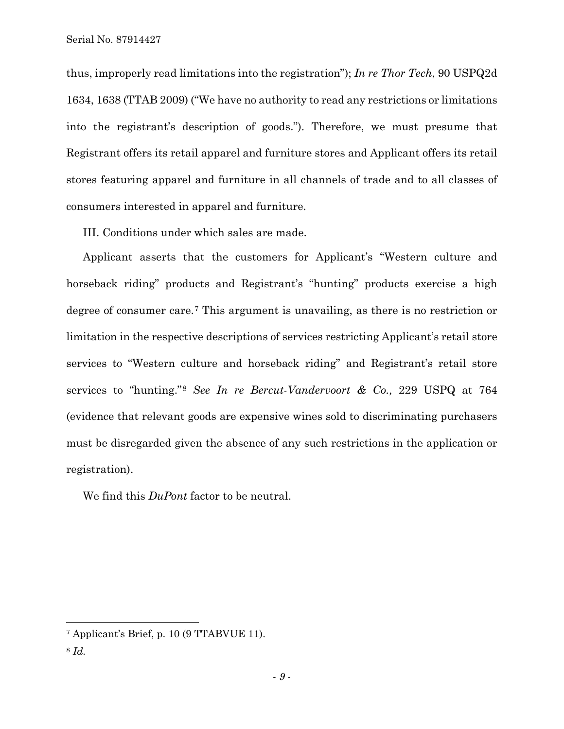thus, improperly read limitations into the registration"); *In re Thor Tech*, 90 USPQ2d 1634, 1638 (TTAB 2009) ("We have no authority to read any restrictions or limitations into the registrant's description of goods."). Therefore, we must presume that Registrant offers its retail apparel and furniture stores and Applicant offers its retail stores featuring apparel and furniture in all channels of trade and to all classes of consumers interested in apparel and furniture.

III. Conditions under which sales are made.

Applicant asserts that the customers for Applicant's "Western culture and horseback riding" products and Registrant's "hunting" products exercise a high degree of consumer care.[7] This argument is unavailing, as there is no restriction or limitation in the respective descriptions of services restricting Applicant's retail store services to "Western culture and horseback riding" and Registrant's retail store services to "hunting."[8] *See In re Bercut-Vandervoort & Co.,* 229 USPQ at 764 (evidence that relevant goods are expensive wines sold to discriminating purchasers must be disregarded given the absence of any such restrictions in the application or registration).

We find this *DuPont* factor to be neutral.

---

[7] Applicant's Brief, p. 10 (9 TTABVUE 11).

[8] *Id.*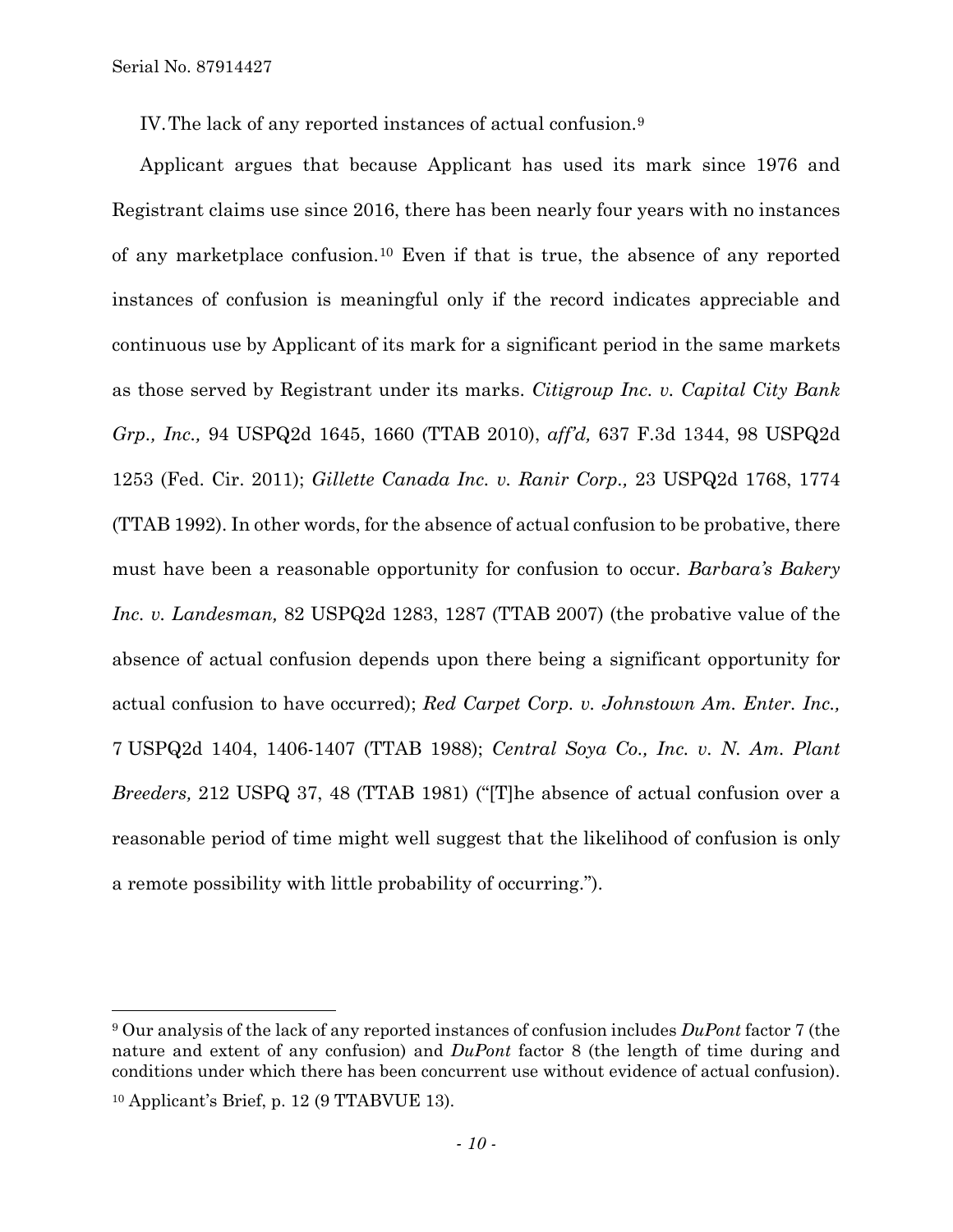IV. The lack of any reported instances of actual confusion.[9]

Applicant argues that because Applicant has used its mark since 1976 and Registrant claims use since 2016, there has been nearly four years with no instances of any marketplace confusion.[10] Even if that is true, the absence of any reported instances of confusion is meaningful only if the record indicates appreciable and continuous use by Applicant of its mark for a significant period in the same markets as those served by Registrant under its marks. *Citigroup Inc. v. Capital City Bank Grp., Inc.,* 94 USPQ2d 1645, 1660 (TTAB 2010), *aff'd,* 637 F.3d 1344, 98 USPQ2d 1253 (Fed. Cir. 2011); *Gillette Canada Inc. v. Ranir Corp.,* 23 USPQ2d 1768, 1774 (TTAB 1992). In other words, for the absence of actual confusion to be probative, there must have been a reasonable opportunity for confusion to occur. *Barbara's Bakery Inc. v. Landesman,* 82 USPQ2d 1283, 1287 (TTAB 2007) (the probative value of the absence of actual confusion depends upon there being a significant opportunity for actual confusion to have occurred); *Red Carpet Corp. v. Johnstown Am. Enter. Inc.,* 7 USPQ2d 1404, 1406-1407 (TTAB 1988); *Central Soya Co., Inc. v. N. Am. Plant Breeders,* 212 USPQ 37, 48 (TTAB 1981) ("[T]he absence of actual confusion over a reasonable period of time might well suggest that the likelihood of confusion is only a remote possibility with little probability of occurring.").

---

[9] Our analysis of the lack of any reported instances of confusion includes *DuPont* factor 7 (the nature and extent of any confusion) and *DuPont* factor 8 (the length of time during and conditions under which there has been concurrent use without evidence of actual confusion).

[10] Applicant's Brief, p. 12 (9 TTABVUE 13).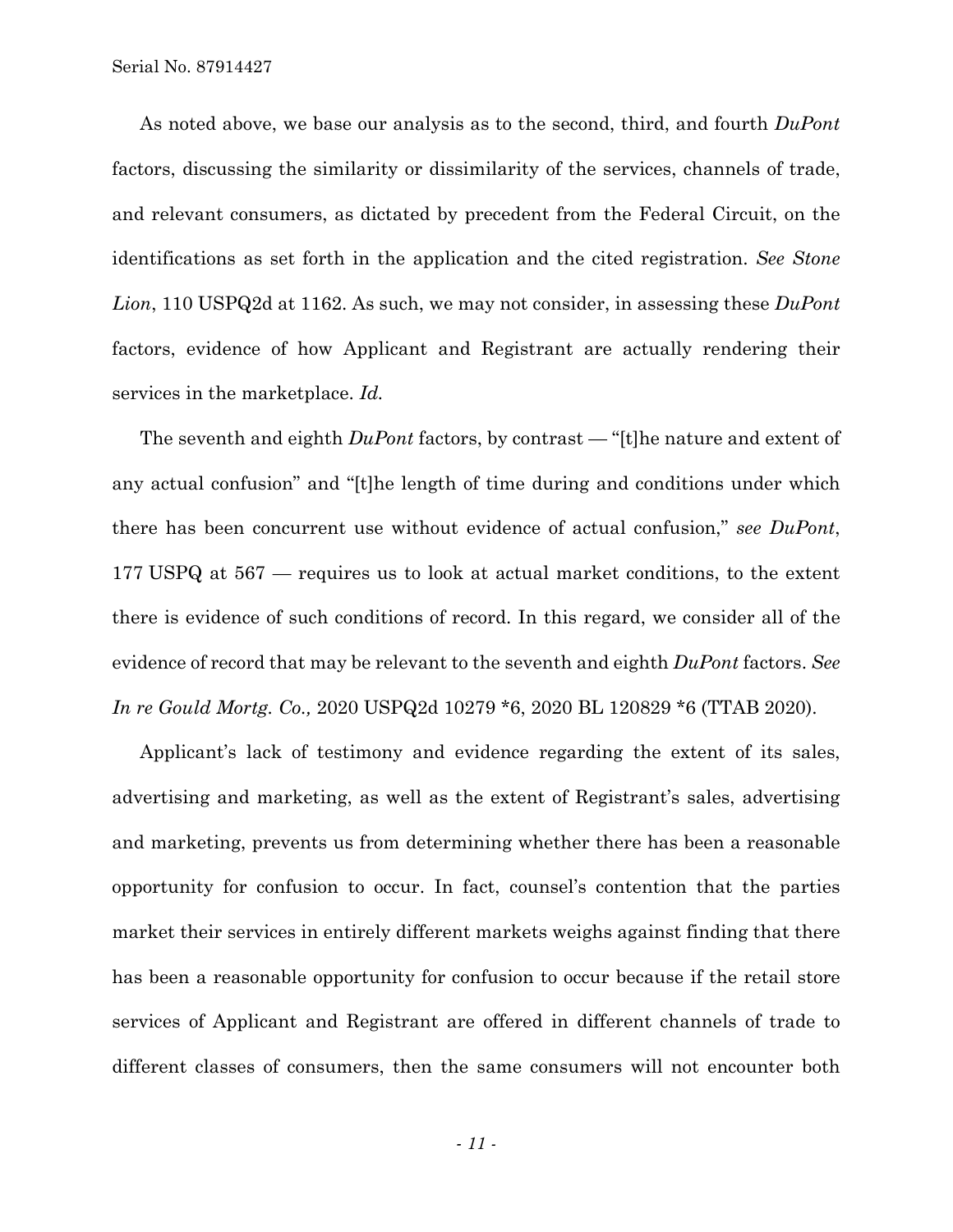As noted above, we base our analysis as to the second, third, and fourth *DuPont* factors, discussing the similarity or dissimilarity of the services, channels of trade, and relevant consumers, as dictated by precedent from the Federal Circuit, on the identifications as set forth in the application and the cited registration. *See Stone Lion*, 110 USPQ2d at 1162. As such, we may not consider, in assessing these *DuPont* factors, evidence of how Applicant and Registrant are actually rendering their services in the marketplace. *Id.*

The seventh and eighth *DuPont* factors, by contrast — "[t]he nature and extent of any actual confusion" and "[t]he length of time during and conditions under which there has been concurrent use without evidence of actual confusion," *see DuPont*, 177 USPQ at 567 — requires us to look at actual market conditions, to the extent there is evidence of such conditions of record. In this regard, we consider all of the evidence of record that may be relevant to the seventh and eighth *DuPont* factors. *See In re Gould Mortg. Co.,* 2020 USPQ2d 10279 *6, 2020 BL 120829 *6 (TTAB 2020).

Applicant's lack of testimony and evidence regarding the extent of its sales, advertising and marketing, as well as the extent of Registrant's sales, advertising and marketing, prevents us from determining whether there has been a reasonable opportunity for confusion to occur. In fact, counsel's contention that the parties market their services in entirely different markets weighs against finding that there has been a reasonable opportunity for confusion to occur because if the retail store services of Applicant and Registrant are offered in different channels of trade to different classes of consumers, then the same consumers will not encounter both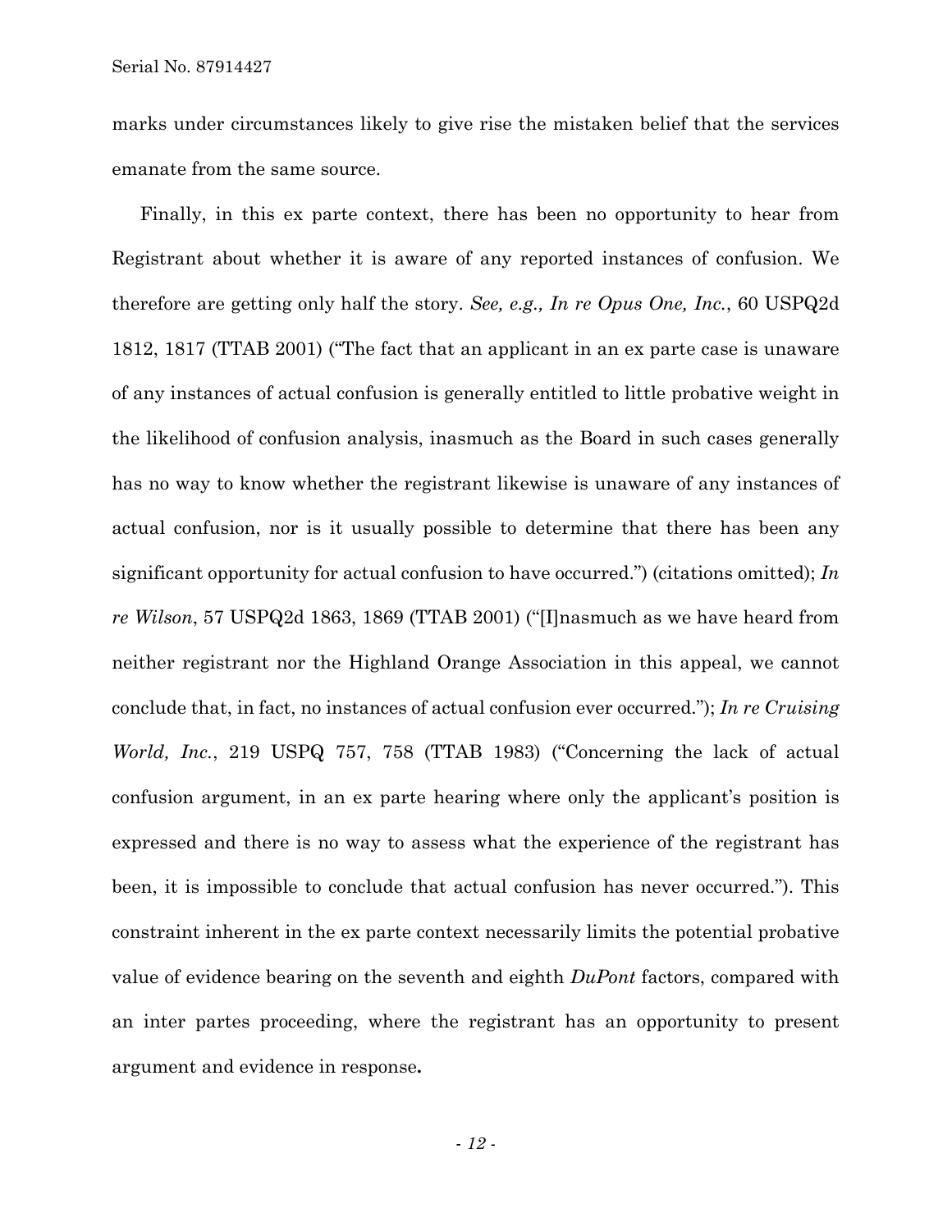marks under circumstances likely to give rise the mistaken belief that the services emanate from the same source.

Finally, in this ex parte context, there has been no opportunity to hear from Registrant about whether it is aware of any reported instances of confusion. We therefore are getting only half the story. *See, e.g., In re Opus One, Inc.*, 60 USPQ2d 1812, 1817 (TTAB 2001) ("The fact that an applicant in an ex parte case is unaware of any instances of actual confusion is generally entitled to little probative weight in the likelihood of confusion analysis, inasmuch as the Board in such cases generally has no way to know whether the registrant likewise is unaware of any instances of actual confusion, nor is it usually possible to determine that there has been any significant opportunity for actual confusion to have occurred.") (citations omitted); *In re Wilson*, 57 USPQ2d 1863, 1869 (TTAB 2001) ("[I]nasmuch as we have heard from neither registrant nor the Highland Orange Association in this appeal, we cannot conclude that, in fact, no instances of actual confusion ever occurred."); *In re Cruising World, Inc.*, 219 USPQ 757, 758 (TTAB 1983) ("Concerning the lack of actual confusion argument, in an ex parte hearing where only the applicant's position is expressed and there is no way to assess what the experience of the registrant has been, it is impossible to conclude that actual confusion has never occurred."). This constraint inherent in the ex parte context necessarily limits the potential probative value of evidence bearing on the seventh and eighth *DuPont* factors, compared with an inter partes proceeding, where the registrant has an opportunity to present argument and evidence in response.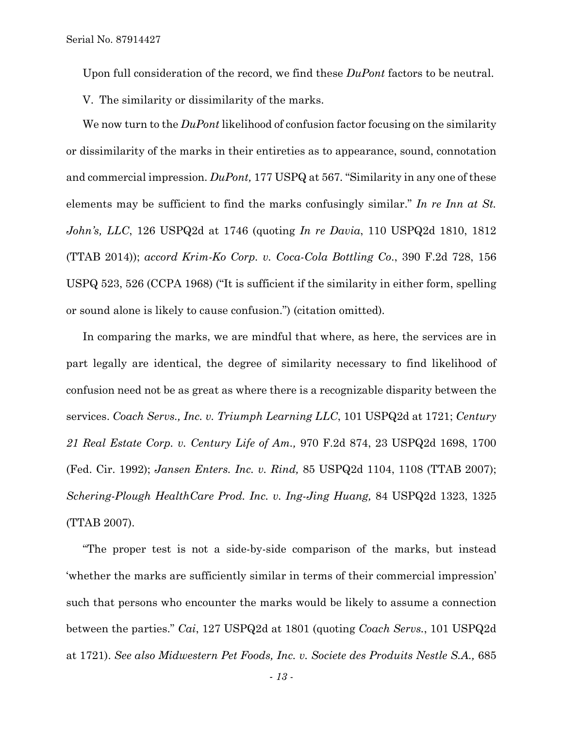Upon full consideration of the record, we find these *DuPont* factors to be neutral.

V. The similarity or dissimilarity of the marks.

We now turn to the *DuPont* likelihood of confusion factor focusing on the similarity or dissimilarity of the marks in their entireties as to appearance, sound, connotation and commercial impression. *DuPont,* 177 USPQ at 567. "Similarity in any one of these elements may be sufficient to find the marks confusingly similar." *In re Inn at St. John's, LLC*, 126 USPQ2d at 1746 (quoting *In re Davia*, 110 USPQ2d 1810, 1812 (TTAB 2014)); *accord Krim-Ko Corp. v. Coca-Cola Bottling Co.*, 390 F.2d 728, 156 USPQ 523, 526 (CCPA 1968) ("It is sufficient if the similarity in either form, spelling or sound alone is likely to cause confusion.") (citation omitted).

In comparing the marks, we are mindful that where, as here, the services are in part legally are identical, the degree of similarity necessary to find likelihood of confusion need not be as great as where there is a recognizable disparity between the services. *Coach Servs., Inc. v. Triumph Learning LLC*, 101 USPQ2d at 1721; *Century 21 Real Estate Corp. v. Century Life of Am.,* 970 F.2d 874, 23 USPQ2d 1698, 1700 (Fed. Cir. 1992); *Jansen Enters. Inc. v. Rind,* 85 USPQ2d 1104, 1108 (TTAB 2007); *Schering-Plough HealthCare Prod. Inc. v. Ing-Jing Huang,* 84 USPQ2d 1323, 1325 (TTAB 2007).

"The proper test is not a side-by-side comparison of the marks, but instead 'whether the marks are sufficiently similar in terms of their commercial impression' such that persons who encounter the marks would be likely to assume a connection between the parties." *Cai*, 127 USPQ2d at 1801 (quoting *Coach Servs.*, 101 USPQ2d at 1721). *See also Midwestern Pet Foods, Inc. v. Societe des Produits Nestle S.A.,* 685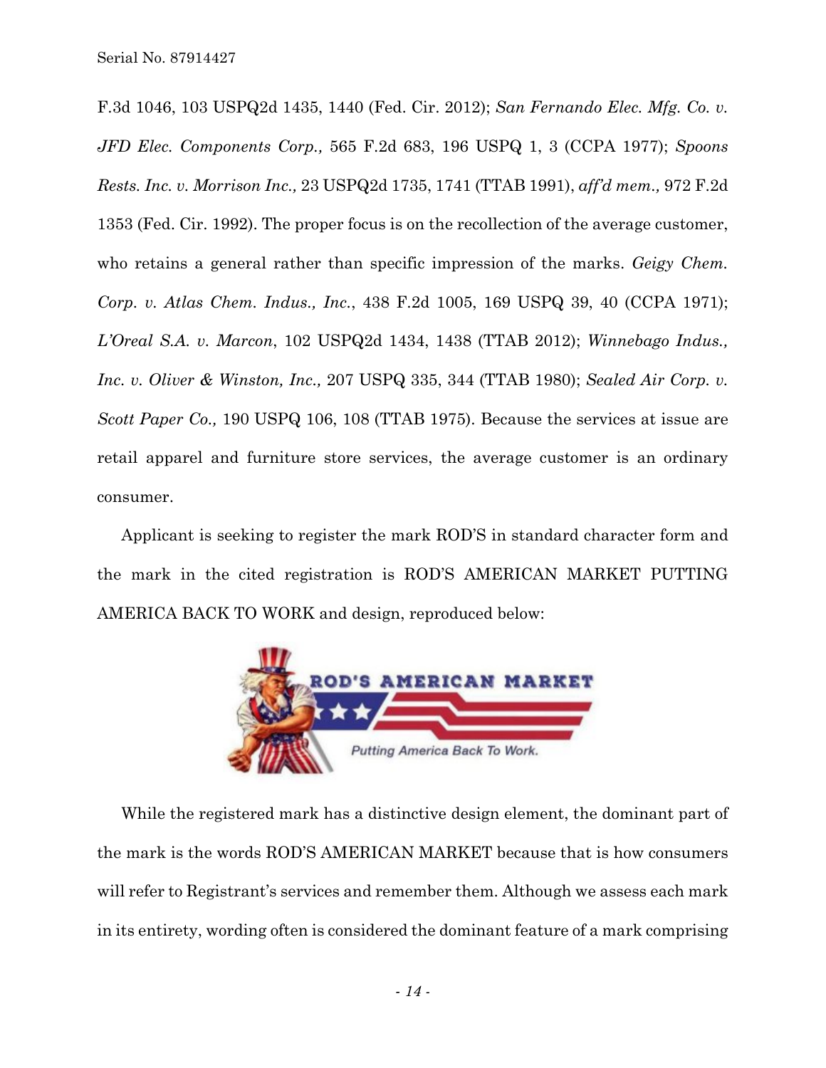F.3d 1046, 103 USPQ2d 1435, 1440 (Fed. Cir. 2012); *San Fernando Elec. Mfg. Co. v. JFD Elec. Components Corp.,* 565 F.2d 683, 196 USPQ 1, 3 (CCPA 1977); *Spoons Rests. Inc. v. Morrison Inc.,* 23 USPQ2d 1735, 1741 (TTAB 1991), *aff'd mem.,* 972 F.2d 1353 (Fed. Cir. 1992). The proper focus is on the recollection of the average customer, who retains a general rather than specific impression of the marks. *Geigy Chem. Corp. v. Atlas Chem. Indus., Inc.*, 438 F.2d 1005, 169 USPQ 39, 40 (CCPA 1971); *L'Oreal S.A. v. Marcon*, 102 USPQ2d 1434, 1438 (TTAB 2012); *Winnebago Indus., Inc. v. Oliver & Winston, Inc.,* 207 USPQ 335, 344 (TTAB 1980); *Sealed Air Corp. v. Scott Paper Co.,* 190 USPQ 106, 108 (TTAB 1975). Because the services at issue are retail apparel and furniture store services, the average customer is an ordinary consumer.

Applicant is seeking to register the mark ROD'S in standard character form and the mark in the cited registration is ROD'S AMERICAN MARKET PUTTING AMERICA BACK TO WORK and design, reproduced below:

While the registered mark has a distinctive design element, the dominant part of the mark is the words ROD'S AMERICAN MARKET because that is how consumers will refer to Registrant's services and remember them. Although we assess each mark in its entirety, wording often is considered the dominant feature of a mark comprising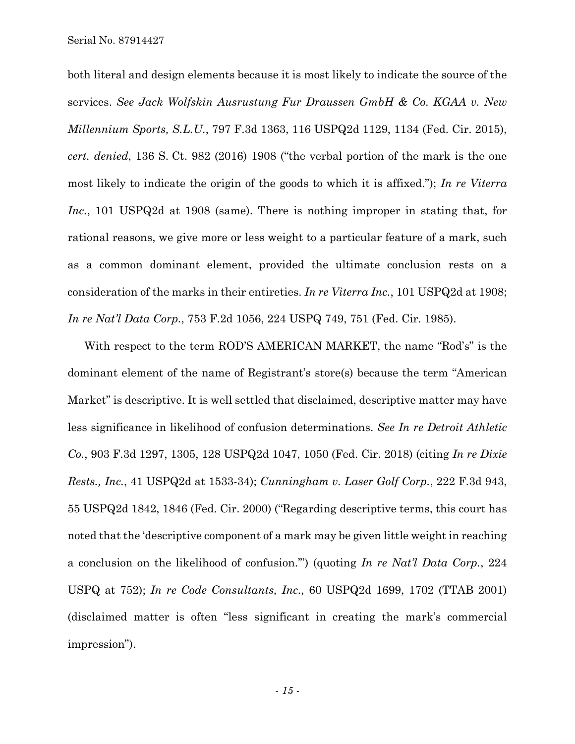both literal and design elements because it is most likely to indicate the source of the services. *See Jack Wolfskin Ausrustung Fur Draussen GmbH & Co. KGAA v. New Millennium Sports, S.L.U.*, 797 F.3d 1363, 116 USPQ2d 1129, 1134 (Fed. Cir. 2015), *cert. denied*, 136 S. Ct. 982 (2016) 1908 ("the verbal portion of the mark is the one most likely to indicate the origin of the goods to which it is affixed."); *In re Viterra Inc.*, 101 USPQ2d at 1908 (same). There is nothing improper in stating that, for rational reasons, we give more or less weight to a particular feature of a mark, such as a common dominant element, provided the ultimate conclusion rests on a consideration of the marks in their entireties. *In re Viterra Inc.*, 101 USPQ2d at 1908; *In re Nat'l Data Corp.*, 753 F.2d 1056, 224 USPQ 749, 751 (Fed. Cir. 1985).

With respect to the term ROD'S AMERICAN MARKET, the name "Rod's" is the dominant element of the name of Registrant's store(s) because the term "American Market" is descriptive. It is well settled that disclaimed, descriptive matter may have less significance in likelihood of confusion determinations. *See In re Detroit Athletic Co.*, 903 F.3d 1297, 1305, 128 USPQ2d 1047, 1050 (Fed. Cir. 2018) (citing *In re Dixie Rests., Inc.*, 41 USPQ2d at 1533-34); *Cunningham v. Laser Golf Corp.*, 222 F.3d 943, 55 USPQ2d 1842, 1846 (Fed. Cir. 2000) ("Regarding descriptive terms, this court has noted that the 'descriptive component of a mark may be given little weight in reaching a conclusion on the likelihood of confusion.'") (quoting *In re Nat'l Data Corp.*, 224 USPQ at 752); *In re Code Consultants, Inc.,* 60 USPQ2d 1699, 1702 (TTAB 2001) (disclaimed matter is often "less significant in creating the mark's commercial impression").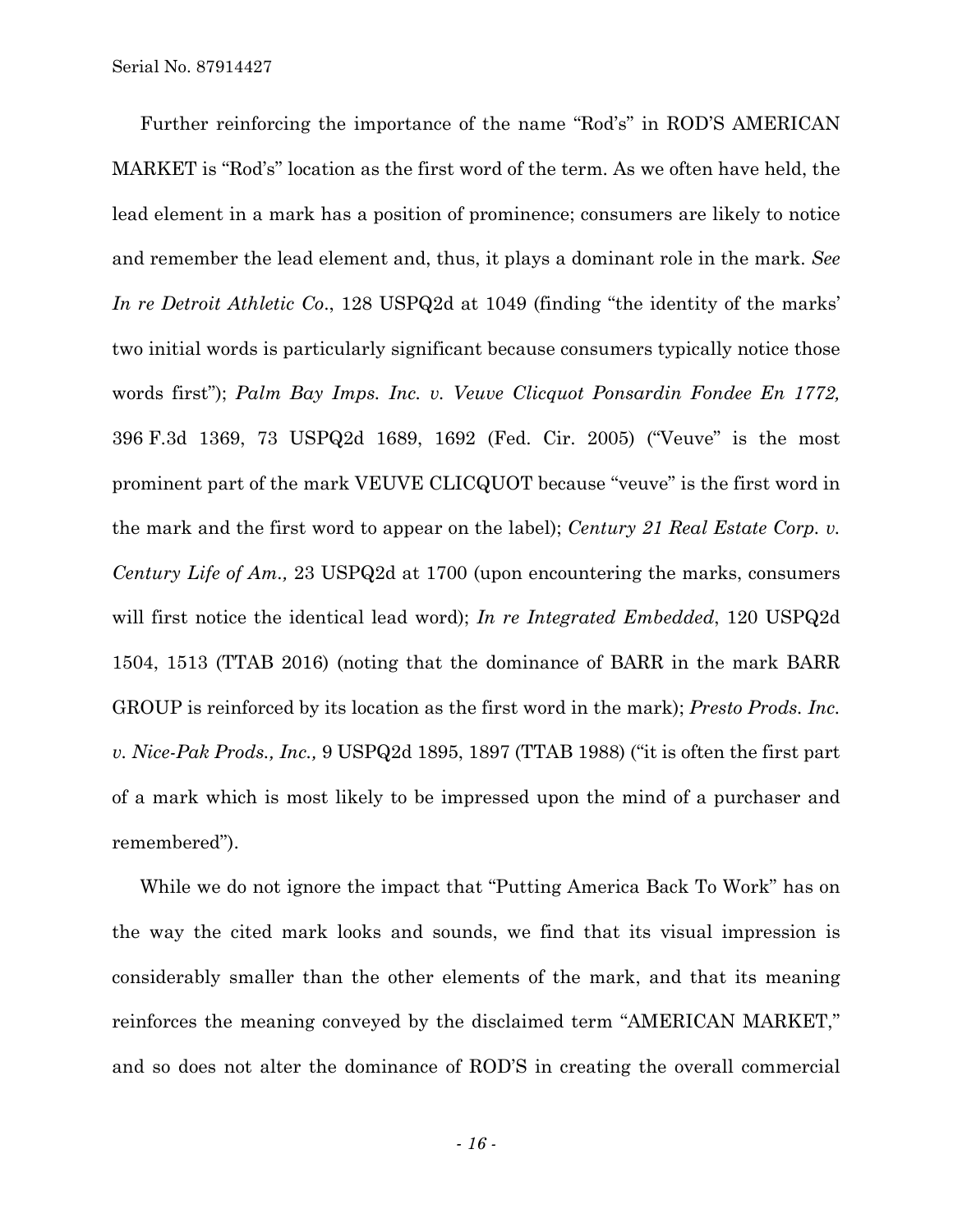Further reinforcing the importance of the name "Rod's" in ROD'S AMERICAN MARKET is "Rod's" location as the first word of the term. As we often have held, the lead element in a mark has a position of prominence; consumers are likely to notice and remember the lead element and, thus, it plays a dominant role in the mark. *See In re Detroit Athletic Co.*, 128 USPQ2d at 1049 (finding "the identity of the marks' two initial words is particularly significant because consumers typically notice those words first"); *Palm Bay Imps. Inc. v. Veuve Clicquot Ponsardin Fondee En 1772,* 396 F.3d 1369, 73 USPQ2d 1689, 1692 (Fed. Cir. 2005) ("Veuve" is the most prominent part of the mark VEUVE CLICQUOT because "veuve" is the first word in the mark and the first word to appear on the label); *Century 21 Real Estate Corp. v. Century Life of Am.,* 23 USPQ2d at 1700 (upon encountering the marks, consumers will first notice the identical lead word); *In re Integrated Embedded*, 120 USPQ2d 1504, 1513 (TTAB 2016) (noting that the dominance of BARR in the mark BARR GROUP is reinforced by its location as the first word in the mark); *Presto Prods. Inc. v. Nice-Pak Prods., Inc.,* 9 USPQ2d 1895, 1897 (TTAB 1988) ("it is often the first part of a mark which is most likely to be impressed upon the mind of a purchaser and remembered").

While we do not ignore the impact that "Putting America Back To Work" has on the way the cited mark looks and sounds, we find that its visual impression is considerably smaller than the other elements of the mark, and that its meaning reinforces the meaning conveyed by the disclaimed term "AMERICAN MARKET," and so does not alter the dominance of ROD'S in creating the overall commercial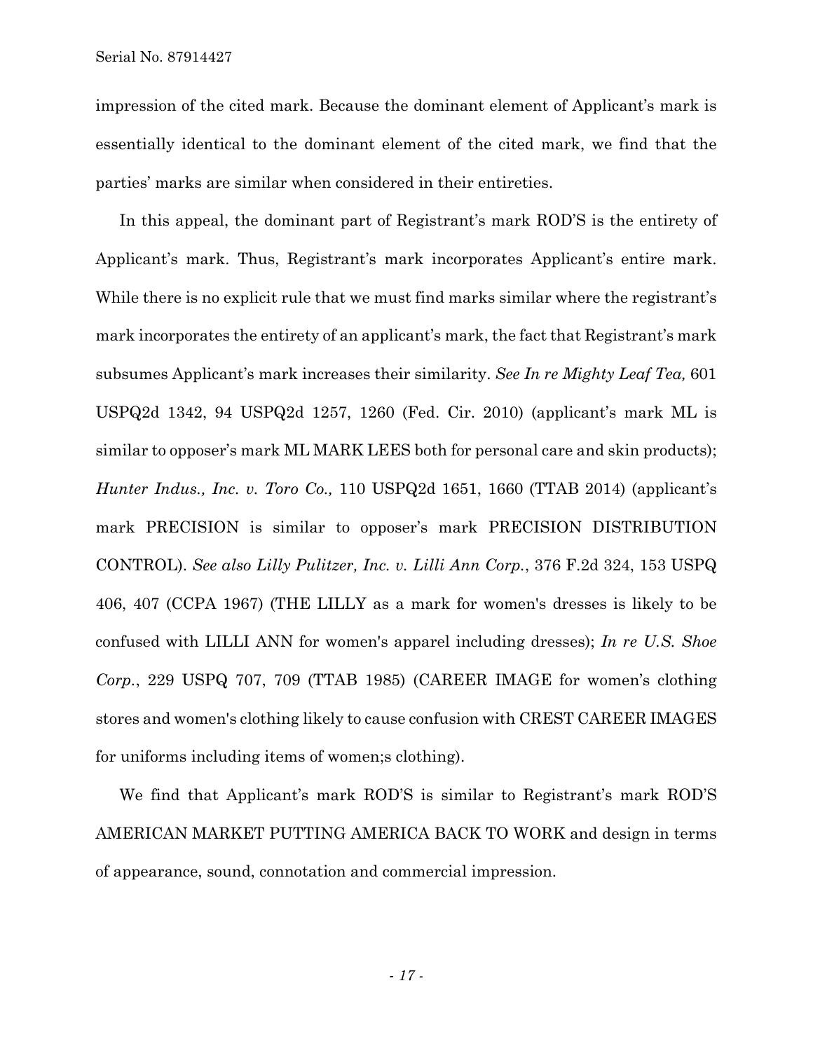impression of the cited mark. Because the dominant element of Applicant's mark is essentially identical to the dominant element of the cited mark, we find that the parties' marks are similar when considered in their entireties.

In this appeal, the dominant part of Registrant's mark ROD'S is the entirety of Applicant's mark. Thus, Registrant's mark incorporates Applicant's entire mark. While there is no explicit rule that we must find marks similar where the registrant's mark incorporates the entirety of an applicant's mark, the fact that Registrant's mark subsumes Applicant's mark increases their similarity. *See In re Mighty Leaf Tea,* 601 USPQ2d 1342, 94 USPQ2d 1257, 1260 (Fed. Cir. 2010) (applicant's mark ML is similar to opposer's mark ML MARK LEES both for personal care and skin products); *Hunter Indus., Inc. v. Toro Co.,* 110 USPQ2d 1651, 1660 (TTAB 2014) (applicant's mark PRECISION is similar to opposer's mark PRECISION DISTRIBUTION CONTROL). *See also Lilly Pulitzer, Inc. v. Lilli Ann Corp.*, 376 F.2d 324, 153 USPQ 406, 407 (CCPA 1967) (THE LILLY as a mark for women's dresses is likely to be confused with LILLI ANN for women's apparel including dresses); *In re U.S. Shoe Corp.*, 229 USPQ 707, 709 (TTAB 1985) (CAREER IMAGE for women's clothing stores and women's clothing likely to cause confusion with CREST CAREER IMAGES for uniforms including items of women;s clothing).

We find that Applicant's mark ROD'S is similar to Registrant's mark ROD'S AMERICAN MARKET PUTTING AMERICA BACK TO WORK and design in terms of appearance, sound, connotation and commercial impression.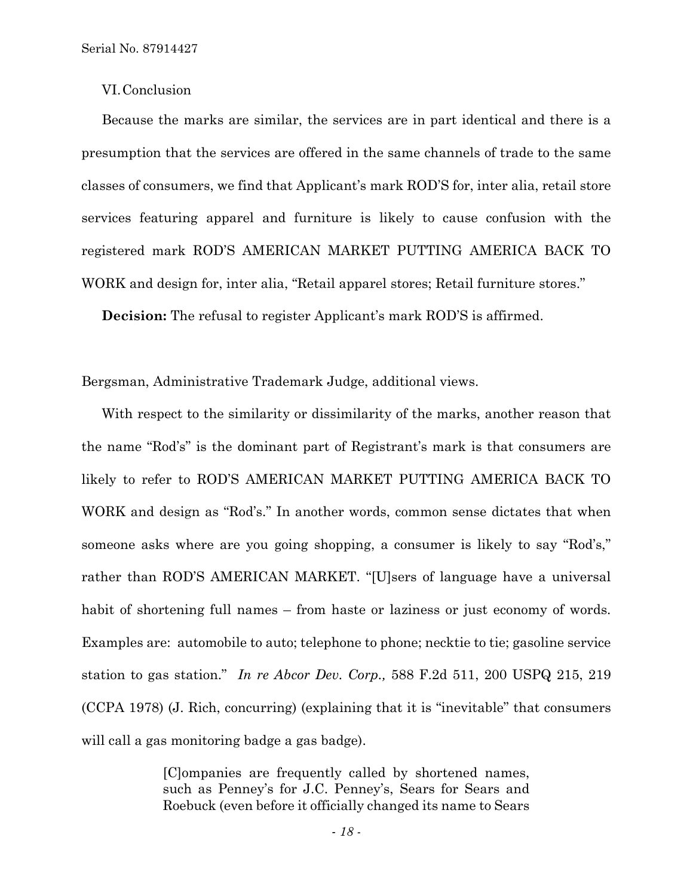## VI. Conclusion

Because the marks are similar, the services are in part identical and there is a presumption that the services are offered in the same channels of trade to the same classes of consumers, we find that Applicant's mark ROD'S for, inter alia, retail store services featuring apparel and furniture is likely to cause confusion with the registered mark ROD'S AMERICAN MARKET PUTTING AMERICA BACK TO WORK and design for, inter alia, "Retail apparel stores; Retail furniture stores."

**Decision:** The refusal to register Applicant's mark ROD'S is affirmed.

Bergsman, Administrative Trademark Judge, additional views.

With respect to the similarity or dissimilarity of the marks, another reason that the name "Rod's" is the dominant part of Registrant's mark is that consumers are likely to refer to ROD'S AMERICAN MARKET PUTTING AMERICA BACK TO WORK and design as "Rod's." In another words, common sense dictates that when someone asks where are you going shopping, a consumer is likely to say "Rod's," rather than ROD'S AMERICAN MARKET. "[U]sers of language have a universal habit of shortening full names – from haste or laziness or just economy of words. Examples are: automobile to auto; telephone to phone; necktie to tie; gasoline service station to gas station." *In re Abcor Dev. Corp.,* 588 F.2d 511, 200 USPQ 215, 219 (CCPA 1978) (J. Rich, concurring) (explaining that it is "inevitable" that consumers will call a gas monitoring badge a gas badge).

> [C]ompanies are frequently called by shortened names, such as Penney's for J.C. Penney's, Sears for Sears and Roebuck (even before it officially changed its name to Sears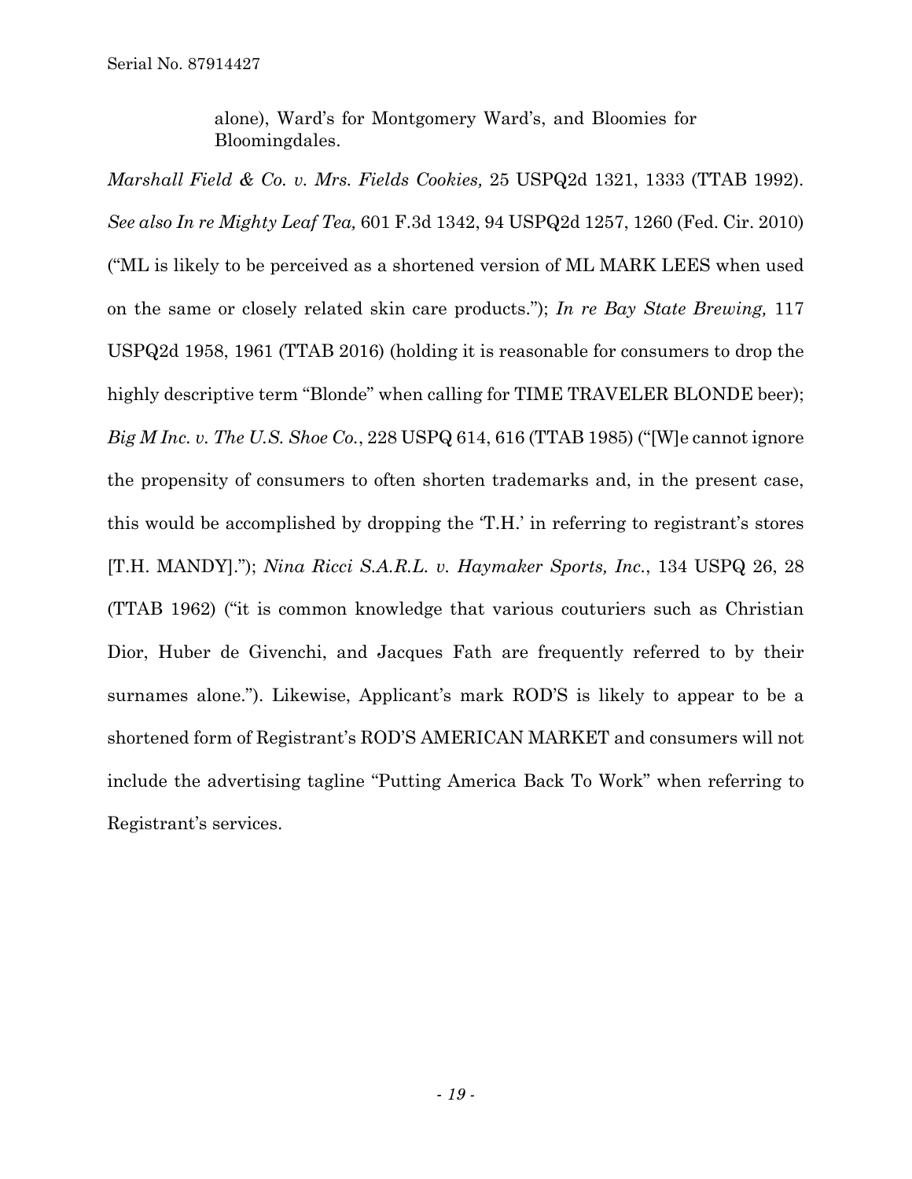> alone), Ward's for Montgomery Ward's, and Bloomies for Bloomingdales.

*Marshall Field & Co. v. Mrs. Fields Cookies,* 25 USPQ2d 1321, 1333 (TTAB 1992). *See also In re Mighty Leaf Tea,* 601 F.3d 1342, 94 USPQ2d 1257, 1260 (Fed. Cir. 2010) ("ML is likely to be perceived as a shortened version of ML MARK LEES when used on the same or closely related skin care products."); *In re Bay State Brewing,* 117 USPQ2d 1958, 1961 (TTAB 2016) (holding it is reasonable for consumers to drop the highly descriptive term "Blonde" when calling for TIME TRAVELER BLONDE beer); *Big M Inc. v. The U.S. Shoe Co.*, 228 USPQ 614, 616 (TTAB 1985) ("[W]e cannot ignore the propensity of consumers to often shorten trademarks and, in the present case, this would be accomplished by dropping the 'T.H.' in referring to registrant's stores [T.H. MANDY]."); *Nina Ricci S.A.R.L. v. Haymaker Sports, Inc.*, 134 USPQ 26, 28 (TTAB 1962) ("it is common knowledge that various couturiers such as Christian Dior, Huber de Givenchi, and Jacques Fath are frequently referred to by their surnames alone."). Likewise, Applicant's mark ROD'S is likely to appear to be a shortened form of Registrant's ROD'S AMERICAN MARKET and consumers will not include the advertising tagline "Putting America Back To Work" when referring to Registrant's services.